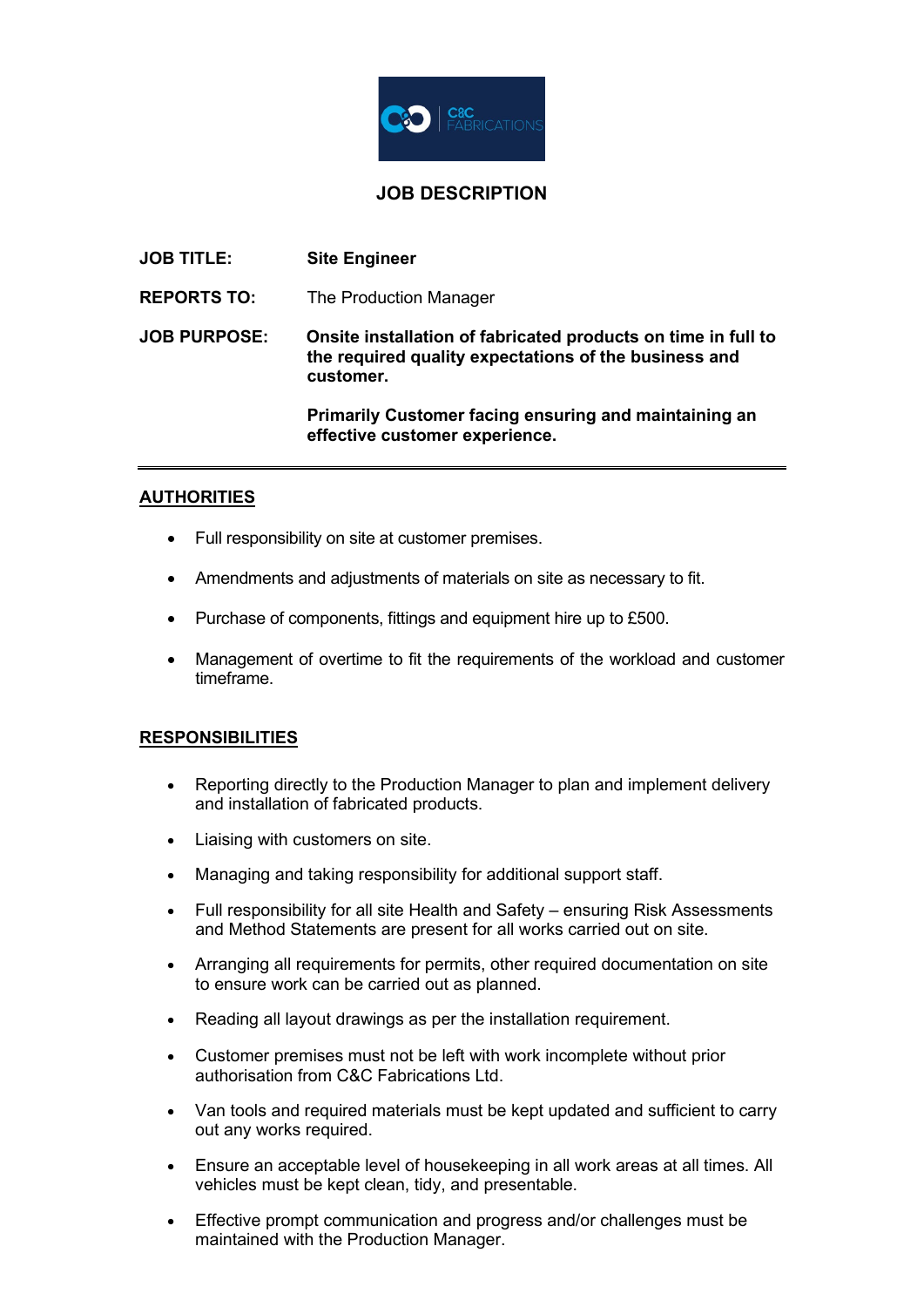# JOB DESCRIPTION

**JOB TITLE:** **Site Engineer**

**REPORTS TO:** The Production Manager

**JOB PURPOSE:** **Onsite installation of fabricated products on time in full to the required quality expectations of the business and customer.**

**Primarily Customer facing ensuring and maintaining an effective customer experience.**

---

## AUTHORITIES

- Full responsibility on site at customer premises.
- Amendments and adjustments of materials on site as necessary to fit.
- Purchase of components, fittings and equipment hire up to £500.
- Management of overtime to fit the requirements of the workload and customer timeframe.

## RESPONSIBILITIES

- Reporting directly to the Production Manager to plan and implement delivery and installation of fabricated products.
- Liaising with customers on site.
- Managing and taking responsibility for additional support staff.
- Full responsibility for all site Health and Safety – ensuring Risk Assessments and Method Statements are present for all works carried out on site.
- Arranging all requirements for permits, other required documentation on site to ensure work can be carried out as planned.
- Reading all layout drawings as per the installation requirement.
- Customer premises must not be left with work incomplete without prior authorisation from C&C Fabrications Ltd.
- Van tools and required materials must be kept updated and sufficient to carry out any works required.
- Ensure an acceptable level of housekeeping in all work areas at all times. All vehicles must be kept clean, tidy, and presentable.
- Effective prompt communication and progress and/or challenges must be maintained with the Production Manager.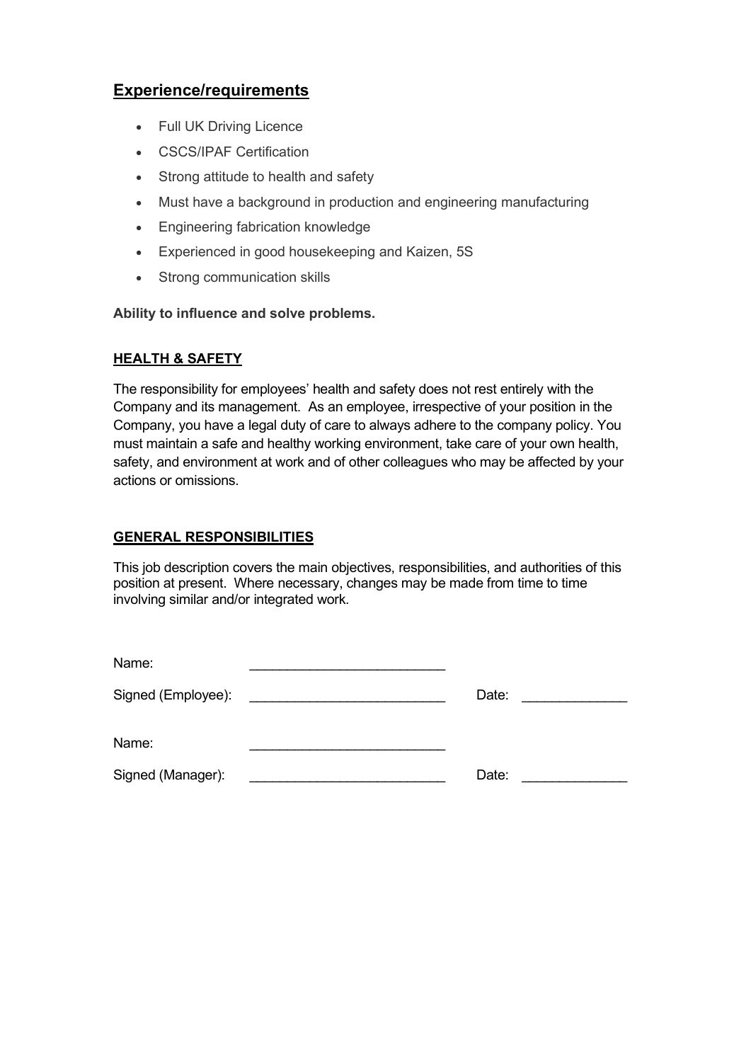## Experience/requirements

- Full UK Driving Licence
- CSCS/IPAF Certification
- Strong attitude to health and safety
- Must have a background in production and engineering manufacturing
- Engineering fabrication knowledge
- Experienced in good housekeeping and Kaizen, 5S
- Strong communication skills

**Ability to influence and solve problems.**

**HEALTH & SAFETY**

The responsibility for employees' health and safety does not rest entirely with the Company and its management. As an employee, irrespective of your position in the Company, you have a legal duty of care to always adhere to the company policy. You must maintain a safe and healthy working environment, take care of your own health, safety, and environment at work and of other colleagues who may be affected by your actions or omissions.

**GENERAL RESPONSIBILITIES**

This job description covers the main objectives, responsibilities, and authorities of this position at present. Where necessary, changes may be made from time to time involving similar and/or integrated work.

Name: ___________________________

Signed (Employee): ___________________________ Date: ______________

Name: ___________________________

Signed (Manager): ___________________________ Date: ______________